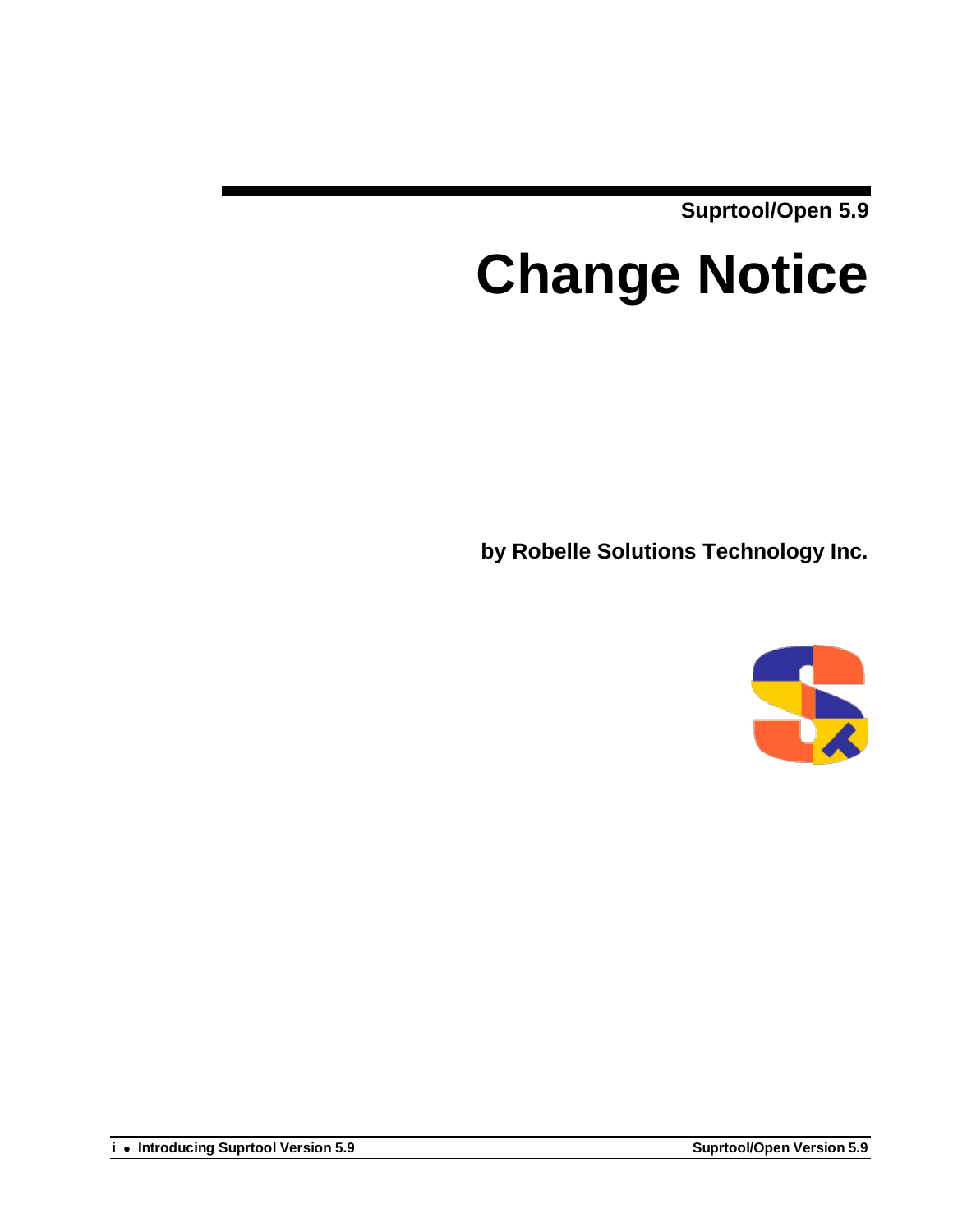Suprtool/Open 5.9

# Change Notice

**by Robelle Solutions Technology Inc.**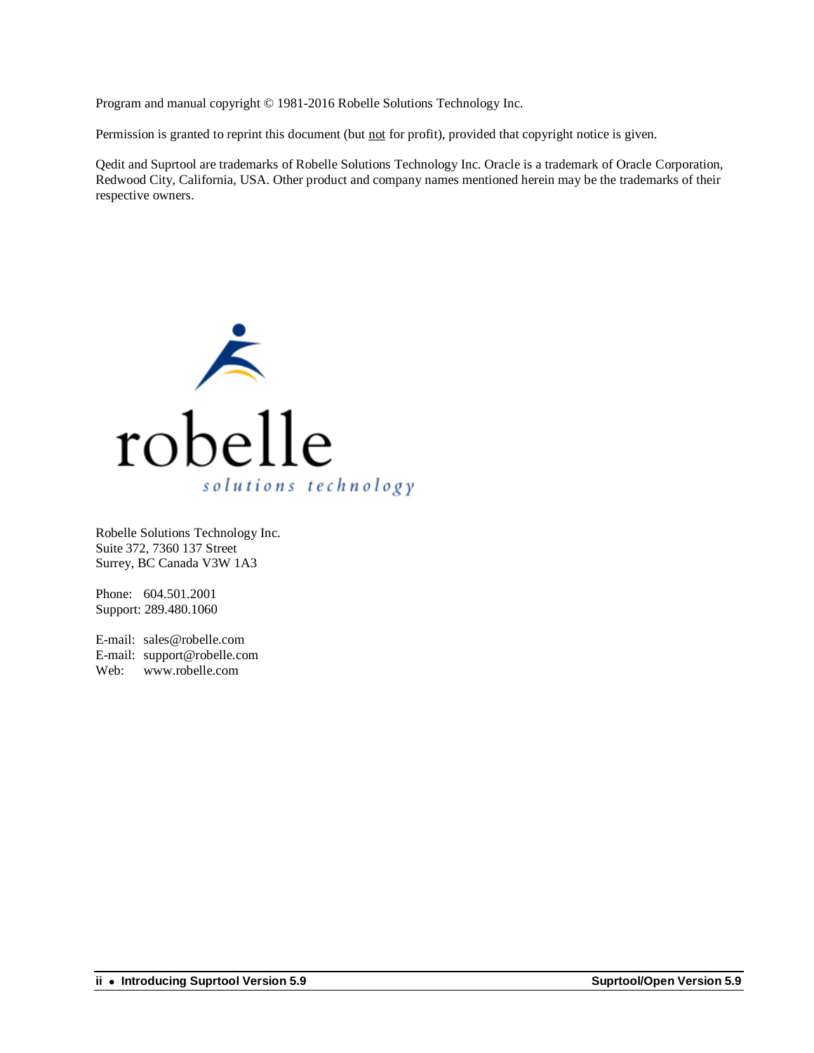Program and manual copyright © 1981-2016 Robelle Solutions Technology Inc.

Permission is granted to reprint this document (but not for profit), provided that copyright notice is given.

Qedit and Suprtool are trademarks of Robelle Solutions Technology Inc. Oracle is a trademark of Oracle Corporation, Redwood City, California, USA. Other product and company names mentioned herein may be the trademarks of their respective owners.

robelle
solutions technology

Robelle Solutions Technology Inc.
Suite 372, 7360 137 Street
Surrey, BC Canada V3W 1A3

Phone: 604.501.2001
Support: 289.480.1060

E-mail: sales@robelle.com
E-mail: support@robelle.com
Web: www.robelle.com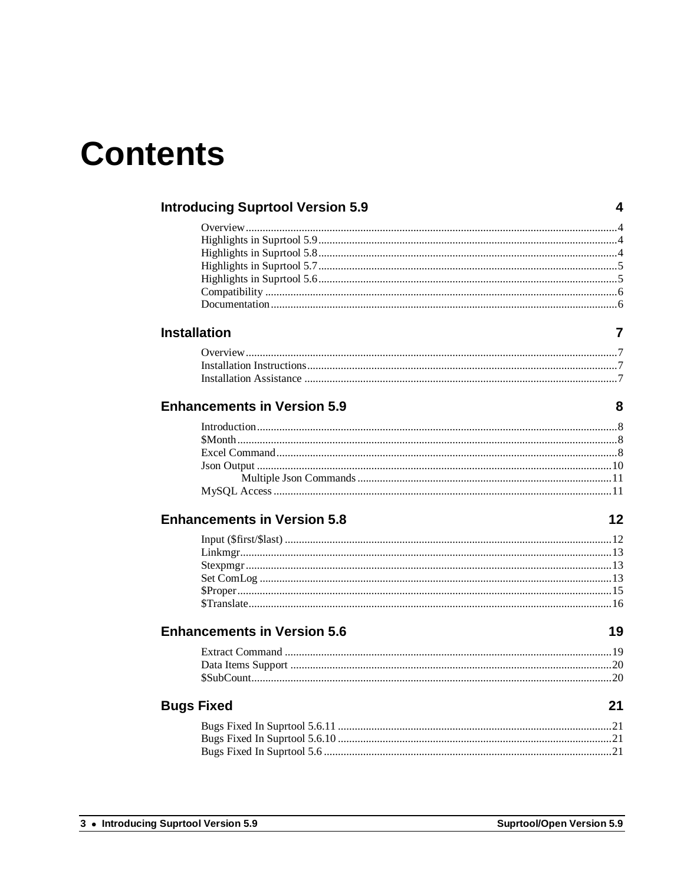# Contents

**Introducing Suprtool Version 5.9** **4**

- Overview 4
- Highlights in Suprtool 5.9 4
- Highlights in Suprtool 5.8 4
- Highlights in Suprtool 5.7 5
- Highlights in Suprtool 5.6 5
- Compatibility 6
- Documentation 6

**Installation** **7**

- Overview 7
- Installation Instructions 7
- Installation Assistance 7

**Enhancements in Version 5.9** **8**

- Introduction 8
- $Month 8
- Excel Command 8
- Json Output 10
    - Multiple Json Commands 11
- MySQL Access 11

**Enhancements in Version 5.8** **12**

- Input ($first/$last) 12
- Linkmgr 13
- Stexpmgr 13
- Set ComLog 13
- $Proper 15
- $Translate 16

**Enhancements in Version 5.6** **19**

- Extract Command 19
- Data Items Support 20
- $SubCount 20

**Bugs Fixed** **21**

- Bugs Fixed In Suprtool 5.6.11 21
- Bugs Fixed In Suprtool 5.6.10 21
- Bugs Fixed In Suprtool 5.6 21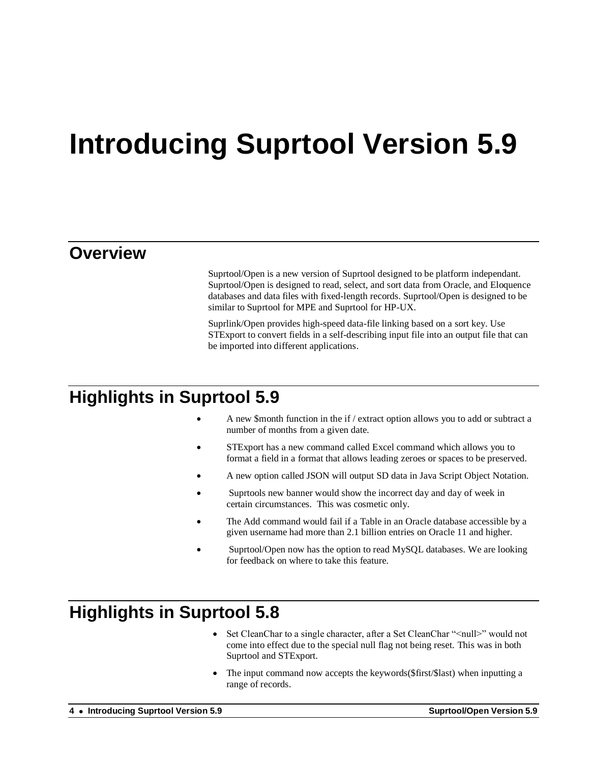# Introducing Suprtool Version 5.9

## Overview

Suprtool/Open is a new version of Suprtool designed to be platform independant. Suprtool/Open is designed to read, select, and sort data from Oracle, and Eloquence databases and data files with fixed-length records. Suprtool/Open is designed to be similar to Suprtool for MPE and Suprtool for HP-UX.

Suprlink/Open provides high-speed data-file linking based on a sort key. Use STExport to convert fields in a self-describing input file into an output file that can be imported into different applications.

## Highlights in Suprtool 5.9

- A new $month function in the if / extract option allows you to add or subtract a number of months from a given date.
- STExport has a new command called Excel command which allows you to format a field in a format that allows leading zeroes or spaces to be preserved.
- A new option called JSON will output SD data in Java Script Object Notation.
- Suprtools new banner would show the incorrect day and day of week in certain circumstances. This was cosmetic only.
- The Add command would fail if a Table in an Oracle database accessible by a given username had more than 2.1 billion entries on Oracle 11 and higher.
- Suprtool/Open now has the option to read MySQL databases. We are looking for feedback on where to take this feature.

## Highlights in Suprtool 5.8

- Set CleanChar to a single character, after a Set CleanChar "<null>" would not come into effect due to the special null flag not being reset. This was in both Suprtool and STExport.
- The input command now accepts the keywords($first/$last) when inputting a range of records.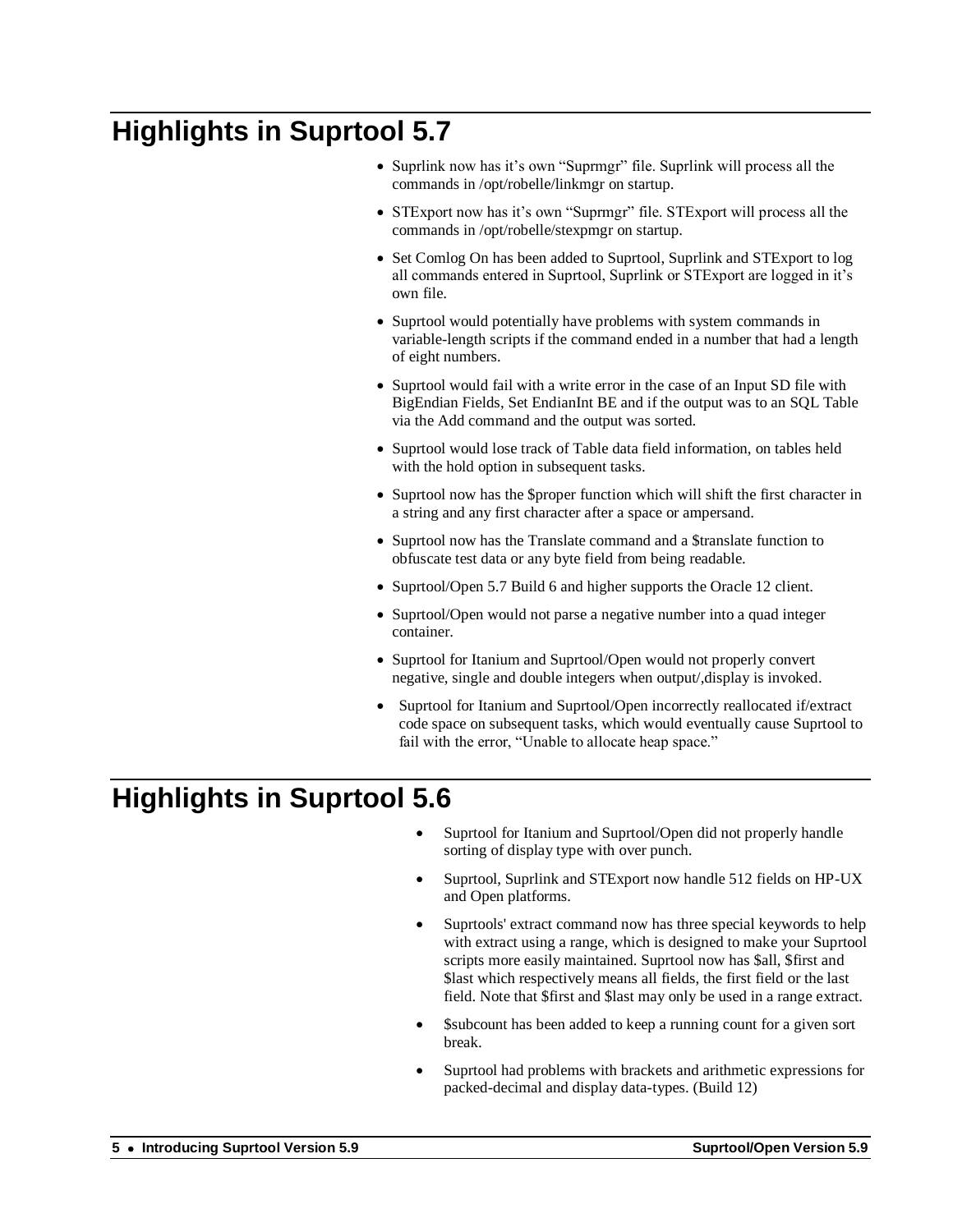# Highlights in Suprtool 5.7

- Suprlink now has it's own "Suprmgr" file. Suprlink will process all the commands in /opt/robelle/linkmgr on startup.
- STExport now has it's own "Suprmgr" file. STExport will process all the commands in /opt/robelle/stexpmgr on startup.
- Set Comlog On has been added to Suprtool, Suprlink and STExport to log all commands entered in Suprtool, Suprlink or STExport are logged in it's own file.
- Suprtool would potentially have problems with system commands in variable-length scripts if the command ended in a number that had a length of eight numbers.
- Suprtool would fail with a write error in the case of an Input SD file with BigEndian Fields, Set EndianInt BE and if the output was to an SQL Table via the Add command and the output was sorted.
- Suprtool would lose track of Table data field information, on tables held with the hold option in subsequent tasks.
- Suprtool now has the $proper function which will shift the first character in a string and any first character after a space or ampersand.
- Suprtool now has the Translate command and a $translate function to obfuscate test data or any byte field from being readable.
- Suprtool/Open 5.7 Build 6 and higher supports the Oracle 12 client.
- Suprtool/Open would not parse a negative number into a quad integer container.
- Suprtool for Itanium and Suprtool/Open would not properly convert negative, single and double integers when output/,display is invoked.
- Suprtool for Itanium and Suprtool/Open incorrectly reallocated if/extract code space on subsequent tasks, which would eventually cause Suprtool to fail with the error, "Unable to allocate heap space."

# Highlights in Suprtool 5.6

- Suprtool for Itanium and Suprtool/Open did not properly handle sorting of display type with over punch.
- Suprtool, Suprlink and STExport now handle 512 fields on HP-UX and Open platforms.
- Suprtools' extract command now has three special keywords to help with extract using a range, which is designed to make your Suprtool scripts more easily maintained. Suprtool now has $all, $first and $last which respectively means all fields, the first field or the last field. Note that $first and $last may only be used in a range extract.
- $subcount has been added to keep a running count for a given sort break.
- Suprtool had problems with brackets and arithmetic expressions for packed-decimal and display data-types. (Build 12)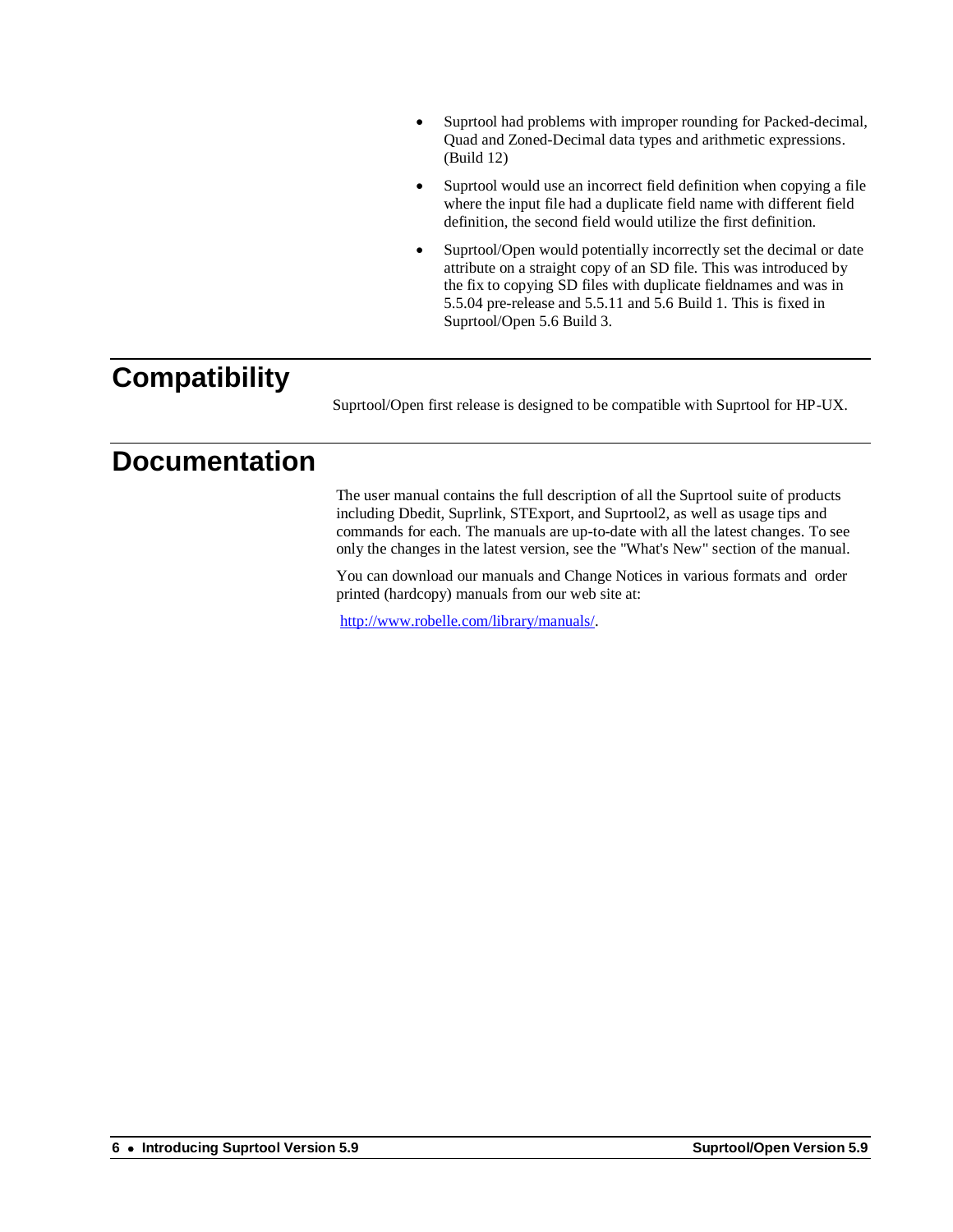- Suprtool had problems with improper rounding for Packed-decimal, Quad and Zoned-Decimal data types and arithmetic expressions. (Build 12)
- Suprtool would use an incorrect field definition when copying a file where the input file had a duplicate field name with different field definition, the second field would utilize the first definition.
- Suprtool/Open would potentially incorrectly set the decimal or date attribute on a straight copy of an SD file. This was introduced by the fix to copying SD files with duplicate fieldnames and was in 5.5.04 pre-release and 5.5.11 and 5.6 Build 1. This is fixed in Suprtool/Open 5.6 Build 3.

# Compatibility

Suprtool/Open first release is designed to be compatible with Suprtool for HP-UX.

# Documentation

The user manual contains the full description of all the Suprtool suite of products including Dbedit, Suprlink, STExport, and Suprtool2, as well as usage tips and commands for each. The manuals are up-to-date with all the latest changes. To see only the changes in the latest version, see the "What's New" section of the manual.

You can download our manuals and Change Notices in various formats and order printed (hardcopy) manuals from our web site at:

http://www.robelle.com/library/manuals/.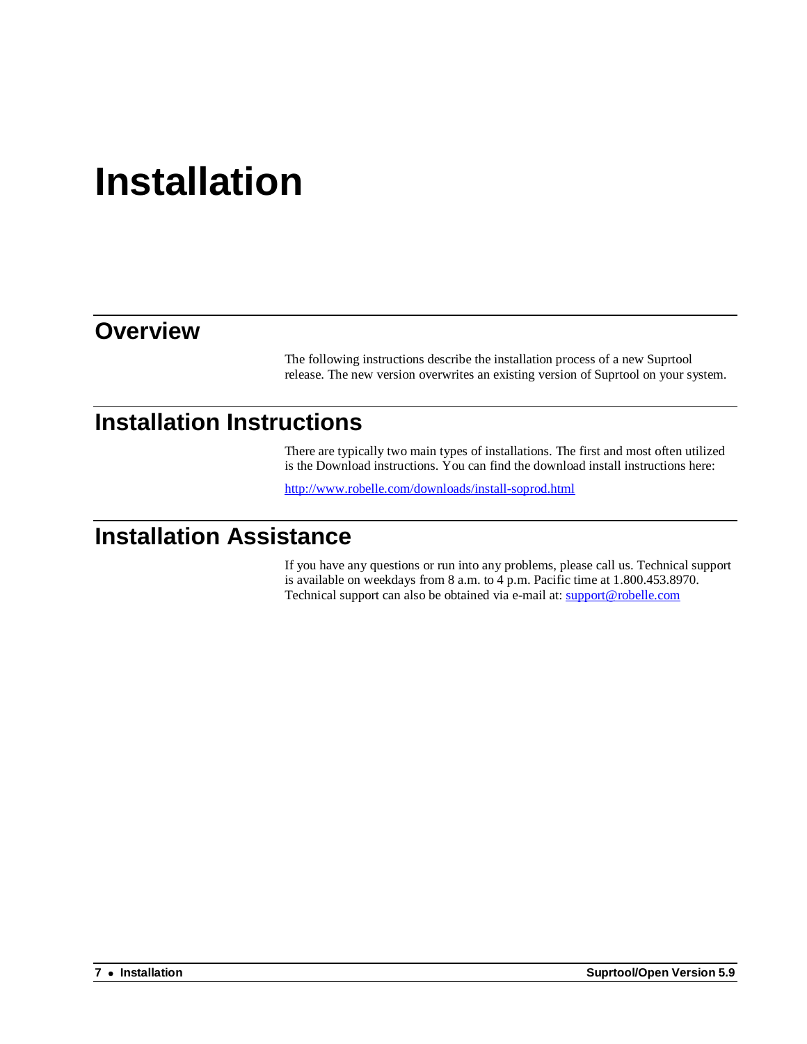# Installation

## Overview

The following instructions describe the installation process of a new Suprtool release. The new version overwrites an existing version of Suprtool on your system.

## Installation Instructions

There are typically two main types of installations. The first and most often utilized is the Download instructions. You can find the download install instructions here:

http://www.robelle.com/downloads/install-soprod.html

## Installation Assistance

If you have any questions or run into any problems, please call us. Technical support is available on weekdays from 8 a.m. to 4 p.m. Pacific time at 1.800.453.8970. Technical support can also be obtained via e-mail at: support@robelle.com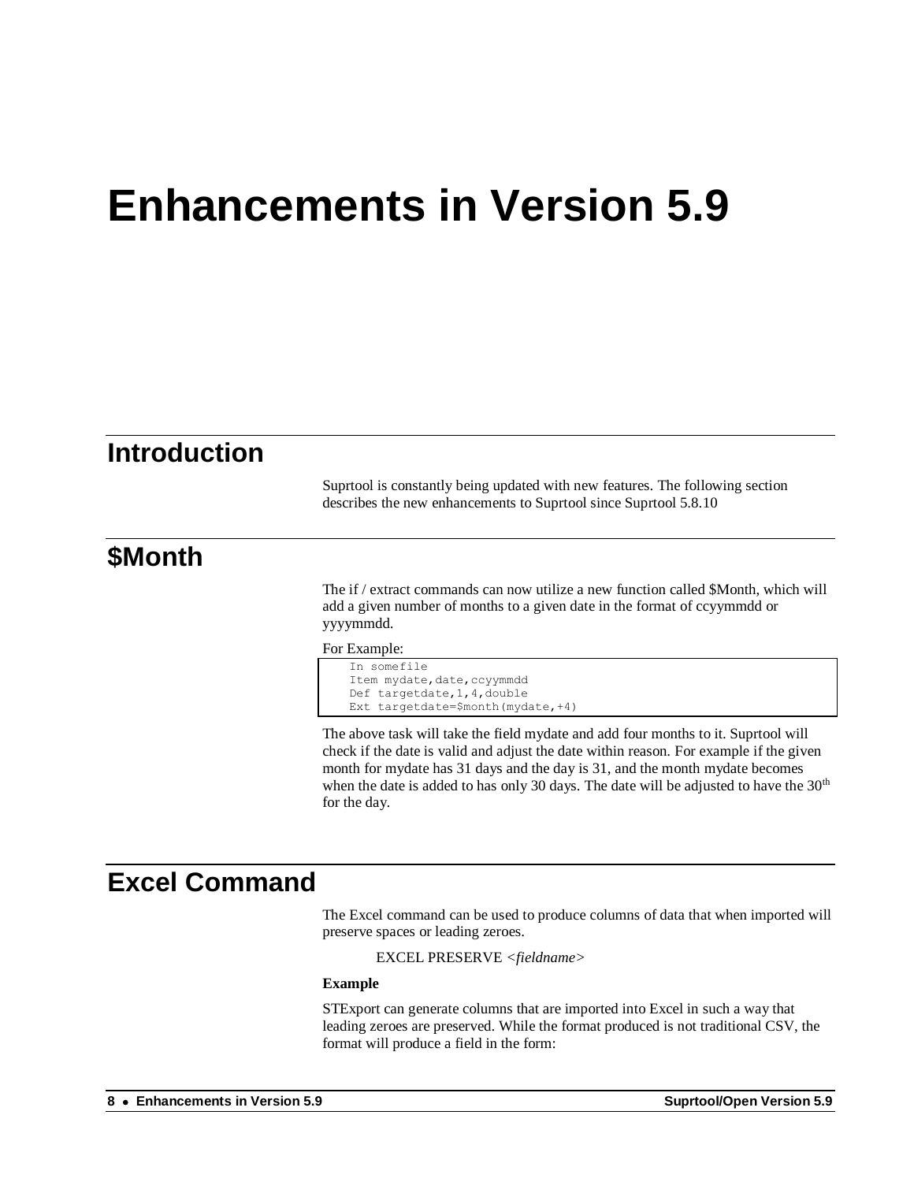# Enhancements in Version 5.9

## Introduction

Suprtool is constantly being updated with new features. The following section describes the new enhancements to Suprtool since Suprtool 5.8.10

## $Month

The if / extract commands can now utilize a new function called $Month, which will add a given number of months to a given date in the format of ccyymmdd or yyyymmdd.

For Example:

```
In somefile
Item mydate,date,ccyymmdd
Def targetdate,1,4,double
Ext targetdate=$month(mydate,+4)
```

The above task will take the field mydate and add four months to it. Suprtool will check if the date is valid and adjust the date within reason. For example if the given month for mydate has 31 days and the day is 31, and the month mydate becomes when the date is added to has only 30 days. The date will be adjusted to have the 30th for the day.

## Excel Command

The Excel command can be used to produce columns of data that when imported will preserve spaces or leading zeroes.

EXCEL PRESERVE *<fieldname>*

**Example**

STExport can generate columns that are imported into Excel in such a way that leading zeroes are preserved. While the format produced is not traditional CSV, the format will produce a field in the form: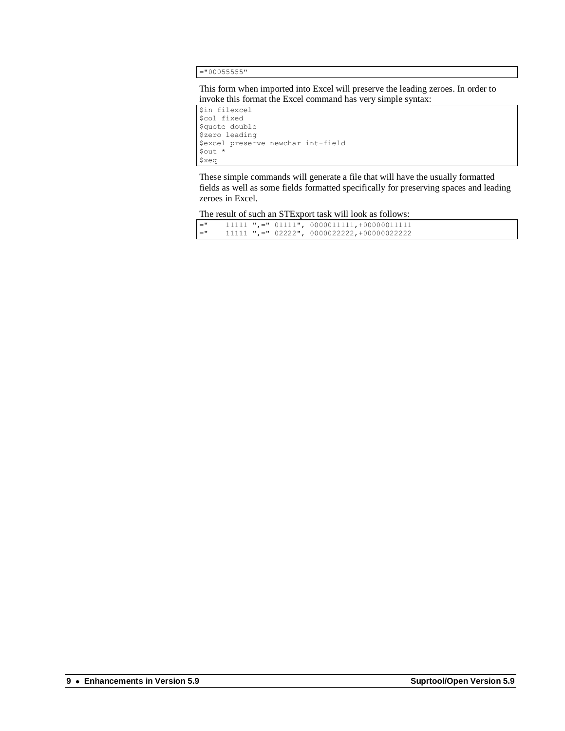```
="00055555"
```

This form when imported into Excel will preserve the leading zeroes. In order to invoke this format the Excel command has very simple syntax:

```
$in filexcel
$col fixed
$quote double
$zero leading
$excel preserve newchar int-field
$out *
$xeq
```

These simple commands will generate a file that will have the usually formatted fields as well as some fields formatted specifically for preserving spaces and leading zeroes in Excel.

The result of such an STExport task will look as follows:

```
="     11111 ",=" 01111", 0000011111,+00000011111
="     11111 ",=" 02222", 0000022222,+00000022222
```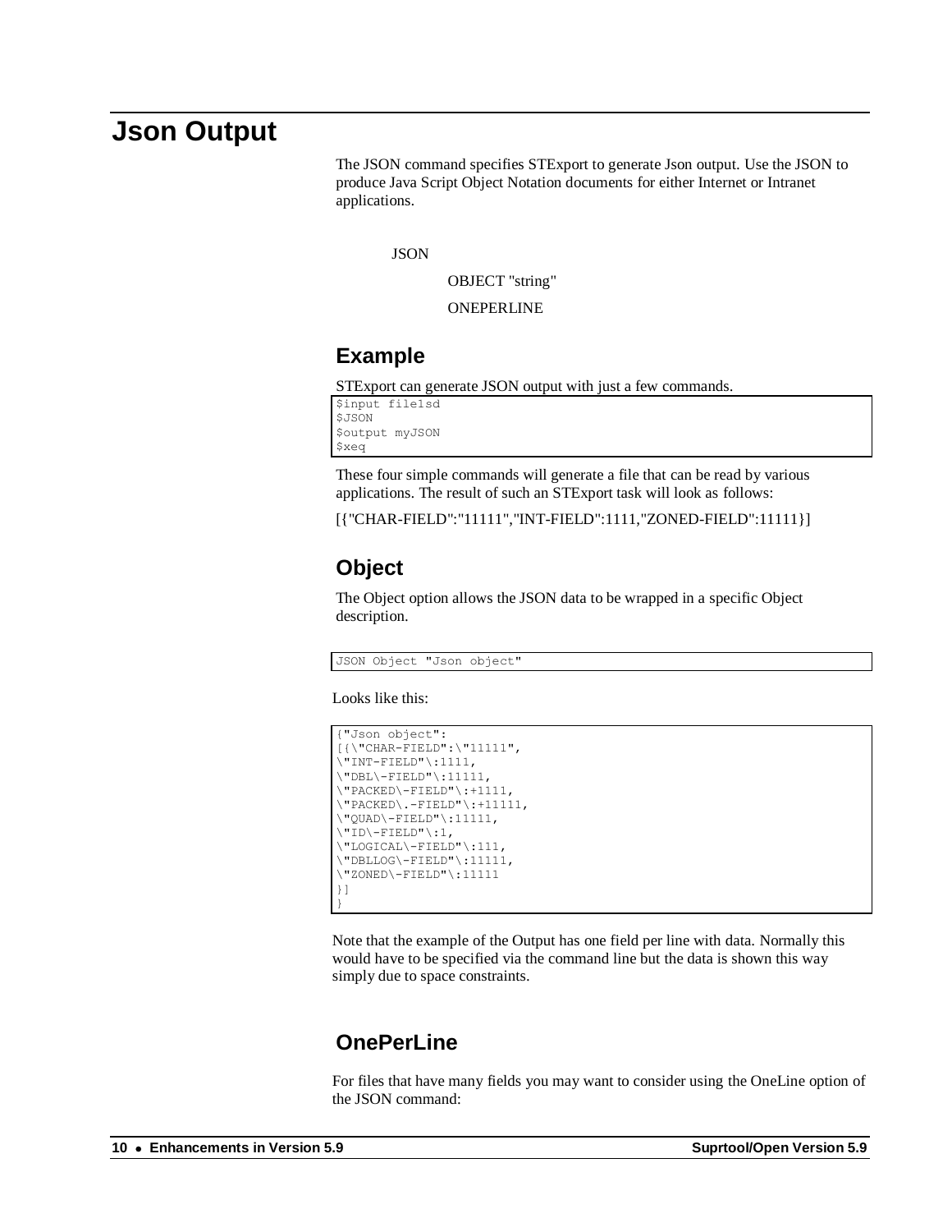# Json Output

The JSON command specifies STExport to generate Json output. Use the JSON to produce Java Script Object Notation documents for either Internet or Intranet applications.

JSON

OBJECT "string"

ONEPERLINE

## Example

STExport can generate JSON output with just a few commands.

```
$input file1sd
$JSON
$output myJSON
$xeq
```

These four simple commands will generate a file that can be read by various applications. The result of such an STExport task will look as follows:

[{"CHAR-FIELD":"11111","INT-FIELD":1111,"ZONED-FIELD":11111}]

## Object

The Object option allows the JSON data to be wrapped in a specific Object description.

```
JSON Object "Json object"
```

Looks like this:

```
{"Json object":
[{\"CHAR-FIELD":\"11111",
\"INT-FIELD"\:1111,
\"DBL\-FIELD"\:11111,
\"PACKED\-FIELD"\:+1111,
\"PACKED\.-FIELD"\:+11111,
\"QUAD\-FIELD"\:11111,
\"ID\-FIELD"\:1,
\"LOGICAL\-FIELD"\:111,
\"DBLLOG\-FIELD"\:11111,
\"ZONED\-FIELD"\:11111
}]
}
```

Note that the example of the Output has one field per line with data. Normally this would have to be specified via the command line but the data is shown this way simply due to space constraints.

## OnePerLine

For files that have many fields you may want to consider using the OneLine option of the JSON command: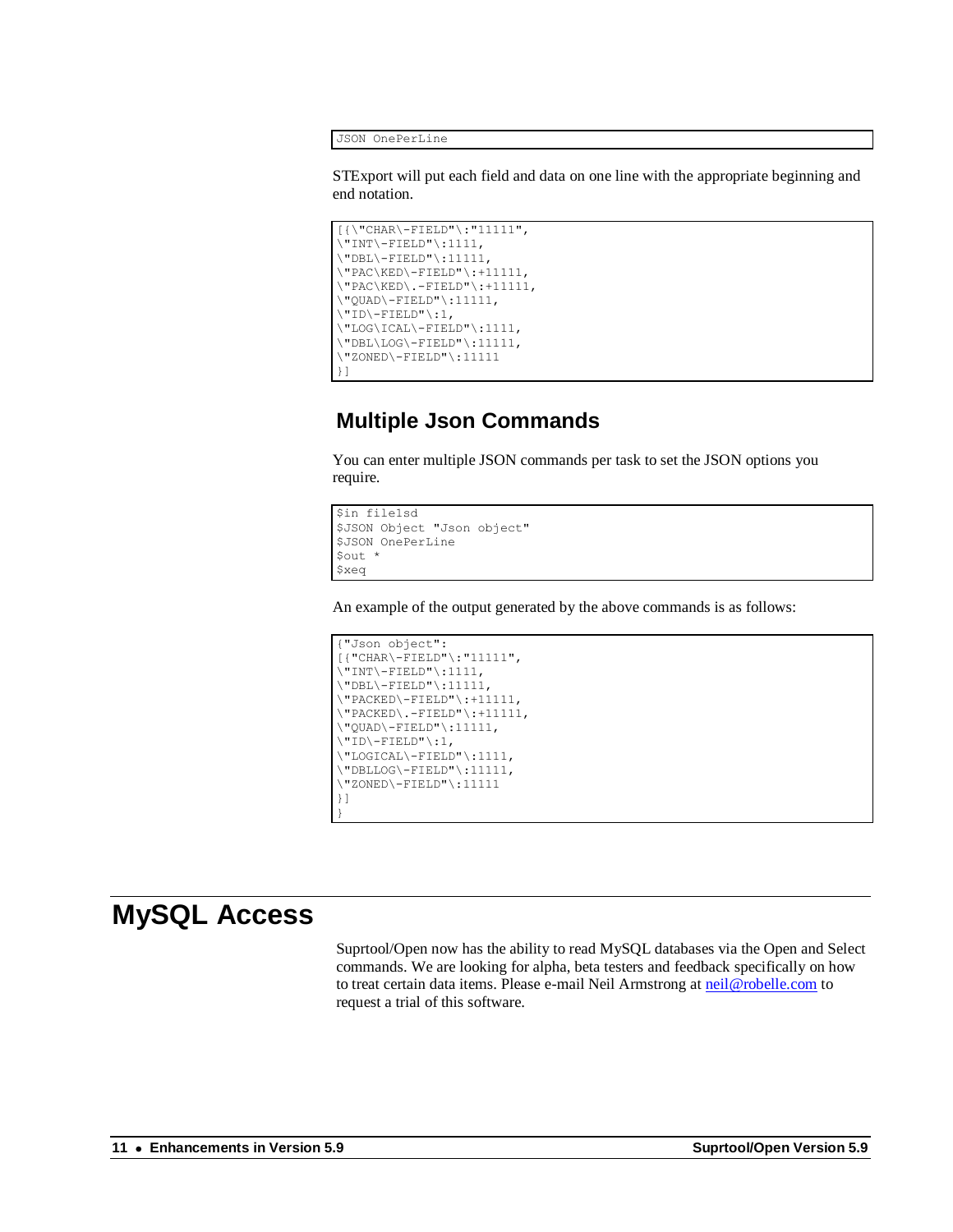```
JSON OnePerLine
```

STExport will put each field and data on one line with the appropriate beginning and end notation.

```
[{\"CHAR\-FIELD"\:"11111",
\"INT\-FIELD"\:1111,
\"DBL\-FIELD"\:11111,
\"PAC\KED\-FIELD"\:+11111,
\"PAC\KED\.-FIELD"\:+11111,
\"QUAD\-FIELD"\:11111,
\"ID\-FIELD"\:1,
\"LOG\ICAL\-FIELD"\:1111,
\"DBL\LOG\-FIELD"\:11111,
\"ZONED\-FIELD"\:11111
}]
```

## Multiple Json Commands

You can enter multiple JSON commands per task to set the JSON options you require.

```
$in file1sd
$JSON Object "Json object"
$JSON OnePerLine
$out *
$xeq
```

An example of the output generated by the above commands is as follows:

```
{"Json object":
[{"CHAR\-FIELD"\:"11111",
\"INT\-FIELD"\:1111,
\"DBL\-FIELD"\:11111,
\"PACKED\-FIELD"\:+11111,
\"PACKED\.-FIELD"\:+11111,
\"QUAD\-FIELD"\:11111,
\"ID\-FIELD"\:1,
\"LOGICAL\-FIELD"\:1111,
\"DBLLOG\-FIELD"\:11111,
\"ZONED\-FIELD"\:11111
}]
}
```

# MySQL Access

Suprtool/Open now has the ability to read MySQL databases via the Open and Select commands. We are looking for alpha, beta testers and feedback specifically on how to treat certain data items. Please e-mail Neil Armstrong at neil@robelle.com to request a trial of this software.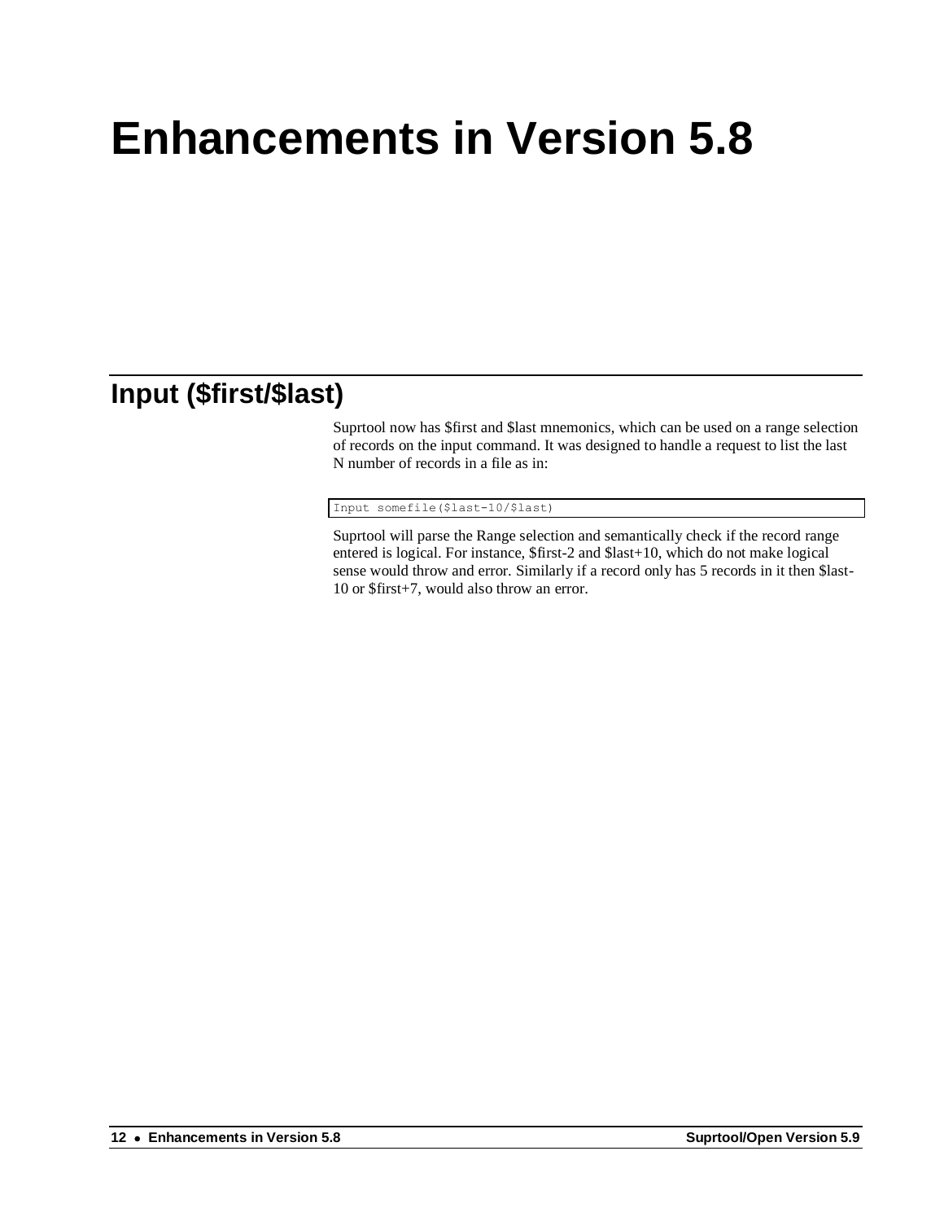# Enhancements in Version 5.8

## Input ($first/$last)

Suprtool now has $first and $last mnemonics, which can be used on a range selection of records on the input command. It was designed to handle a request to list the last N number of records in a file as in:

```
Input somefile($last-10/$last)
```

Suprtool will parse the Range selection and semantically check if the record range entered is logical. For instance, $first-2 and $last+10, which do not make logical sense would throw and error. Similarly if a record only has 5 records in it then $last-10 or $first+7, would also throw an error.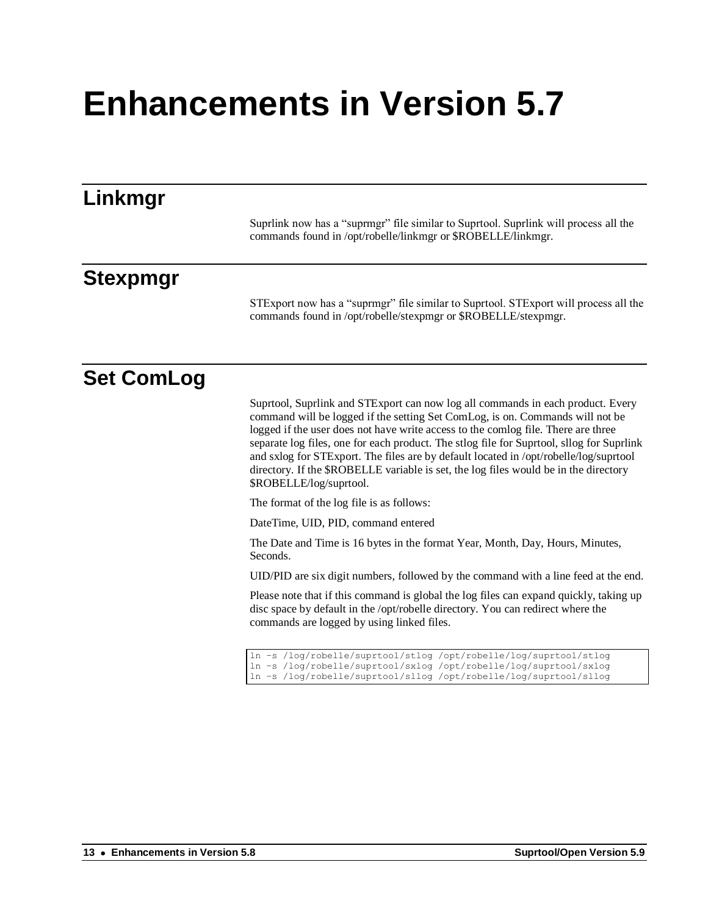# Enhancements in Version 5.7

## Linkmgr

Suprlink now has a “suprmgr” file similar to Suprtool. Suprlink will process all the commands found in /opt/robelle/linkmgr or $ROBELLE/linkmgr.

## Stexpmgr

STExport now has a “suprmgr” file similar to Suprtool. STExport will process all the commands found in /opt/robelle/stexpmgr or $ROBELLE/stexpmgr.

## Set ComLog

Suprtool, Suprlink and STExport can now log all commands in each product. Every command will be logged if the setting Set ComLog, is on. Commands will not be logged if the user does not have write access to the comlog file. There are three separate log files, one for each product. The stlog file for Suprtool, sllog for Suprlink and sxlog for STExport. The files are by default located in /opt/robelle/log/suprtool directory. If the $ROBELLE variable is set, the log files would be in the directory $ROBELLE/log/suprtool.

The format of the log file is as follows:

DateTime, UID, PID, command entered

The Date and Time is 16 bytes in the format Year, Month, Day, Hours, Minutes, Seconds.

UID/PID are six digit numbers, followed by the command with a line feed at the end.

Please note that if this command is global the log files can expand quickly, taking up disc space by default in the /opt/robelle directory. You can redirect where the commands are logged by using linked files.

```
ln -s /log/robelle/suprtool/stlog /opt/robelle/log/suprtool/stlog
ln -s /log/robelle/suprtool/sxlog /opt/robelle/log/suprtool/sxlog
ln -s /log/robelle/suprtool/sllog /opt/robelle/log/suprtool/sllog
```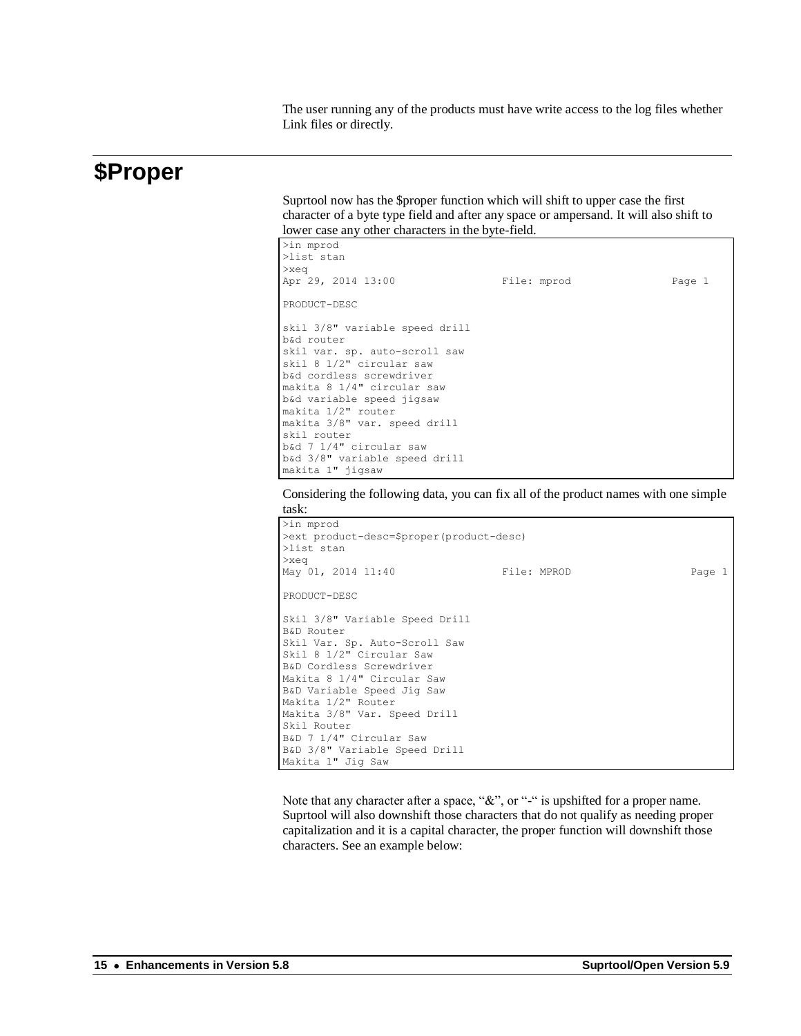The user running any of the products must have write access to the log files whether Link files or directly.

# $Proper

Suprtool now has the $proper function which will shift to upper case the first character of a byte type field and after any space or ampersand. It will also shift to lower case any other characters in the byte-field.

```
>in mprod
>list stan
>xeq
Apr 29, 2014 13:00                File: mprod               Page 1

PRODUCT-DESC

skil 3/8" variable speed drill
b&d router
skil var. sp. auto-scroll saw
skil 8 1/2" circular saw
b&d cordless screwdriver
makita 8 1/4" circular saw
b&d variable speed jigsaw
makita 1/2" router
makita 3/8" var. speed drill
skil router
b&d 7 1/4" circular saw
b&d 3/8" variable speed drill
makita 1" jigsaw
```

Considering the following data, you can fix all of the product names with one simple task:

```
>in mprod
>ext product-desc=$proper(product-desc)
>list stan
>xeq
May 01, 2014 11:40                File: MPROD                  Page 1

PRODUCT-DESC

Skil 3/8" Variable Speed Drill
B&D Router
Skil Var. Sp. Auto-Scroll Saw
Skil 8 1/2" Circular Saw
B&D Cordless Screwdriver
Makita 8 1/4" Circular Saw
B&D Variable Speed Jig Saw
Makita 1/2" Router
Makita 3/8" Var. Speed Drill
Skil Router
B&D 7 1/4" Circular Saw
B&D 3/8" Variable Speed Drill
Makita 1" Jig Saw
```

Note that any character after a space, "&", or "-" is upshifted for a proper name. Suprtool will also downshift those characters that do not qualify as needing proper capitalization and it is a capital character, the proper function will downshift those characters. See an example below: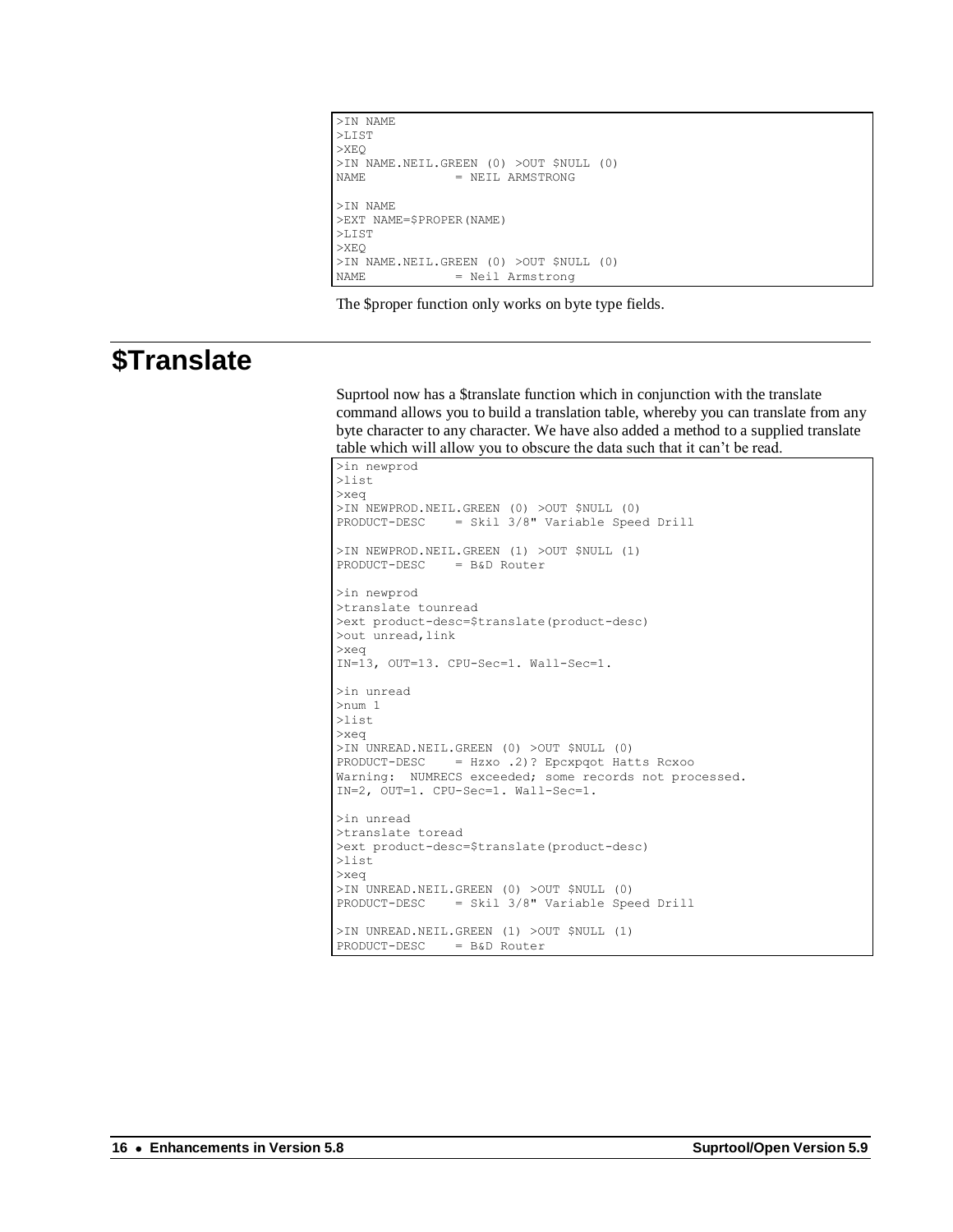```
>IN NAME
>LIST
>XEQ
>IN NAME.NEIL.GREEN (0) >OUT $NULL (0)
NAME            = NEIL ARMSTRONG

>IN NAME
>EXT NAME=$PROPER(NAME)
>LIST
>XEQ
>IN NAME.NEIL.GREEN (0) >OUT $NULL (0)
NAME            = Neil Armstrong
```

The $proper function only works on byte type fields.

# $Translate

Suprtool now has a $translate function which in conjunction with the translate command allows you to build a translation table, whereby you can translate from any byte character to any character. We have also added a method to a supplied translate table which will allow you to obscure the data such that it can't be read.

```
>in newprod
>list
>xeq
>IN NEWPROD.NEIL.GREEN (0) >OUT $NULL (0)
PRODUCT-DESC    = Skil 3/8" Variable Speed Drill

>IN NEWPROD.NEIL.GREEN (1) >OUT $NULL (1)
PRODUCT-DESC    = B&D Router

>in newprod
>translate tounread
>ext product-desc=$translate(product-desc)
>out unread,link
>xeq
IN=13, OUT=13. CPU-Sec=1. Wall-Sec=1.

>in unread
>num 1
>list
>xeq
>IN UNREAD.NEIL.GREEN (0) >OUT $NULL (0)
PRODUCT-DESC    = Hzxo .2)? Epcxpqot Hatts Rcxoo
Warning:  NUMRECS exceeded; some records not processed.
IN=2, OUT=1. CPU-Sec=1. Wall-Sec=1.

>in unread
>translate toread
>ext product-desc=$translate(product-desc)
>list
>xeq
>IN UNREAD.NEIL.GREEN (0) >OUT $NULL (0)
PRODUCT-DESC    = Skil 3/8" Variable Speed Drill

>IN UNREAD.NEIL.GREEN (1) >OUT $NULL (1)
PRODUCT-DESC    = B&D Router
```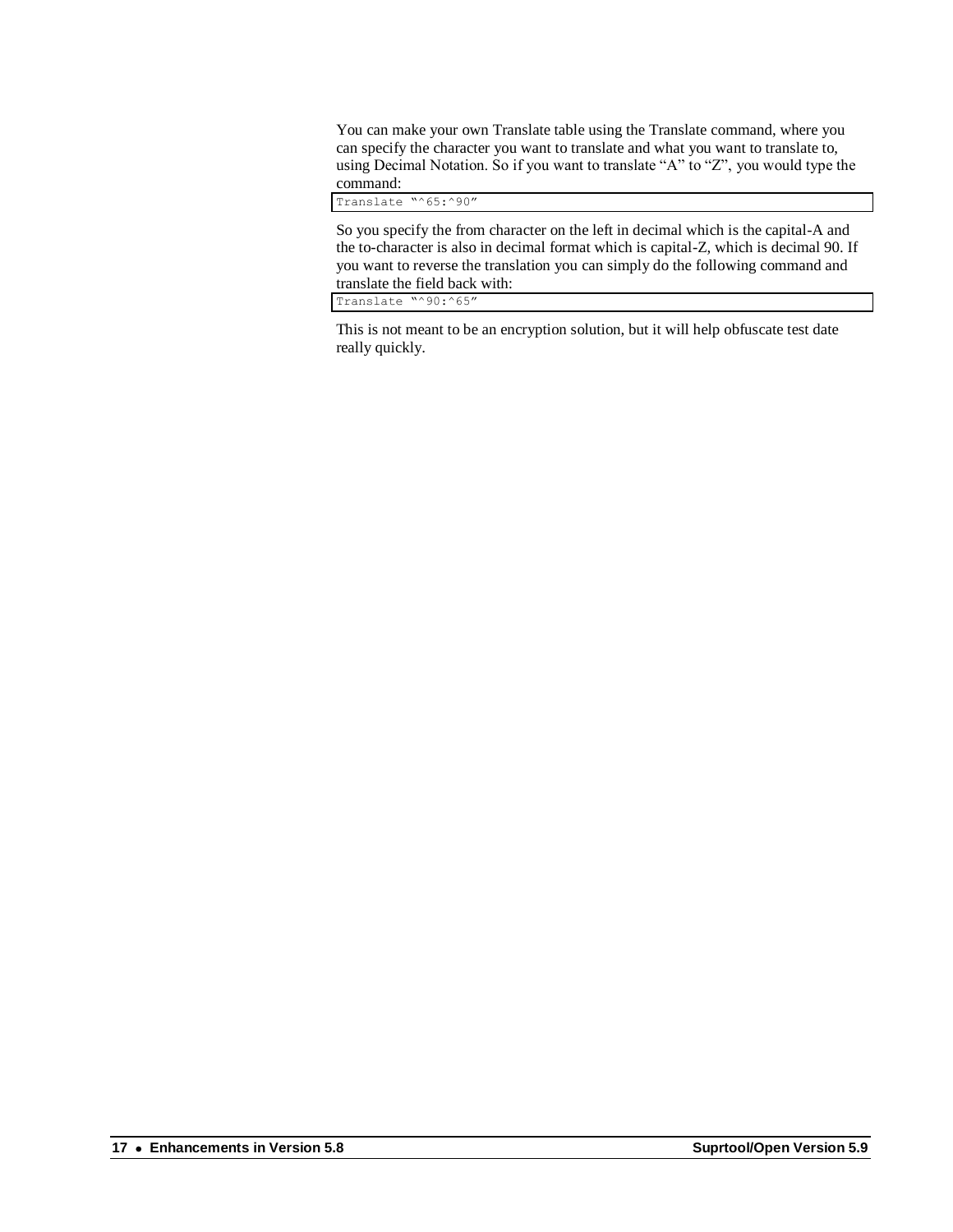You can make your own Translate table using the Translate command, where you can specify the character you want to translate and what you want to translate to, using Decimal Notation. So if you want to translate “A” to “Z”, you would type the command:

```
Translate "^65:^90"
```

So you specify the from character on the left in decimal which is the capital-A and the to-character is also in decimal format which is capital-Z, which is decimal 90. If you want to reverse the translation you can simply do the following command and translate the field back with:

```
Translate "^90:^65"
```

This is not meant to be an encryption solution, but it will help obfuscate test date really quickly.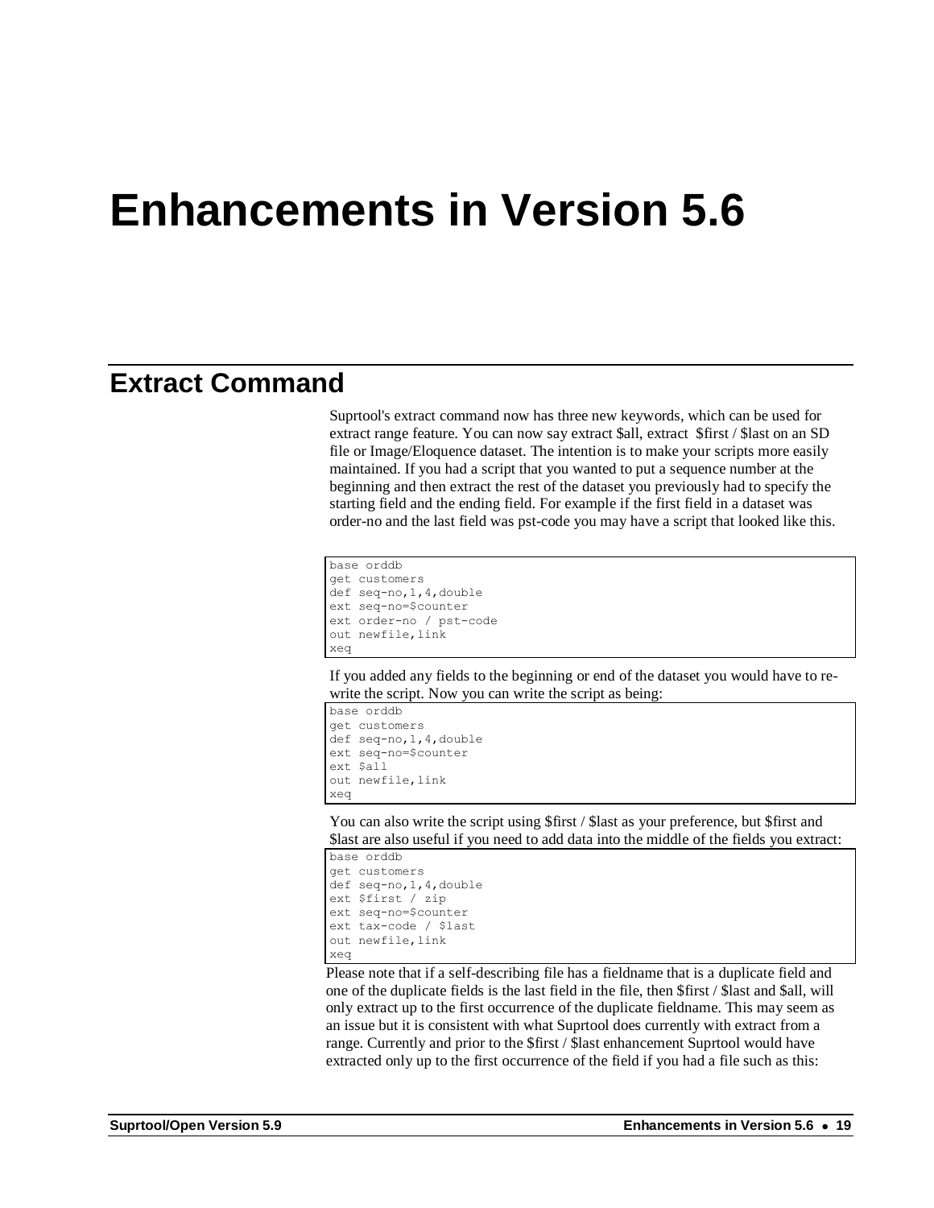# Enhancements in Version 5.6

## Extract Command

Suprtool's extract command now has three new keywords, which can be used for extract range feature. You can now say extract $all, extract $first / $last on an SD file or Image/Eloquence dataset. The intention is to make your scripts more easily maintained. If you had a script that you wanted to put a sequence number at the beginning and then extract the rest of the dataset you previously had to specify the starting field and the ending field. For example if the first field in a dataset was order-no and the last field was pst-code you may have a script that looked like this.

```
base orddb
get customers
def seq-no,1,4,double
ext seq-no=$counter
ext order-no / pst-code
out newfile,link
xeq
```

If you added any fields to the beginning or end of the dataset you would have to re-write the script. Now you can write the script as being:

```
base orddb
get customers
def seq-no,1,4,double
ext seq-no=$counter
ext $all
out newfile,link
xeq
```

You can also write the script using $first / $last as your preference, but $first and $last are also useful if you need to add data into the middle of the fields you extract:

```
base orddb
get customers
def seq-no,1,4,double
ext $first / zip
ext seq-no=$counter
ext tax-code / $last
out newfile,link
xeq
```

Please note that if a self-describing file has a fieldname that is a duplicate field and one of the duplicate fields is the last field in the file, then $first / $last and $all, will only extract up to the first occurrence of the duplicate fieldname. This may seem as an issue but it is consistent with what Suprtool does currently with extract from a range. Currently and prior to the $first / $last enhancement Suprtool would have extracted only up to the first occurrence of the field if you had a file such as this: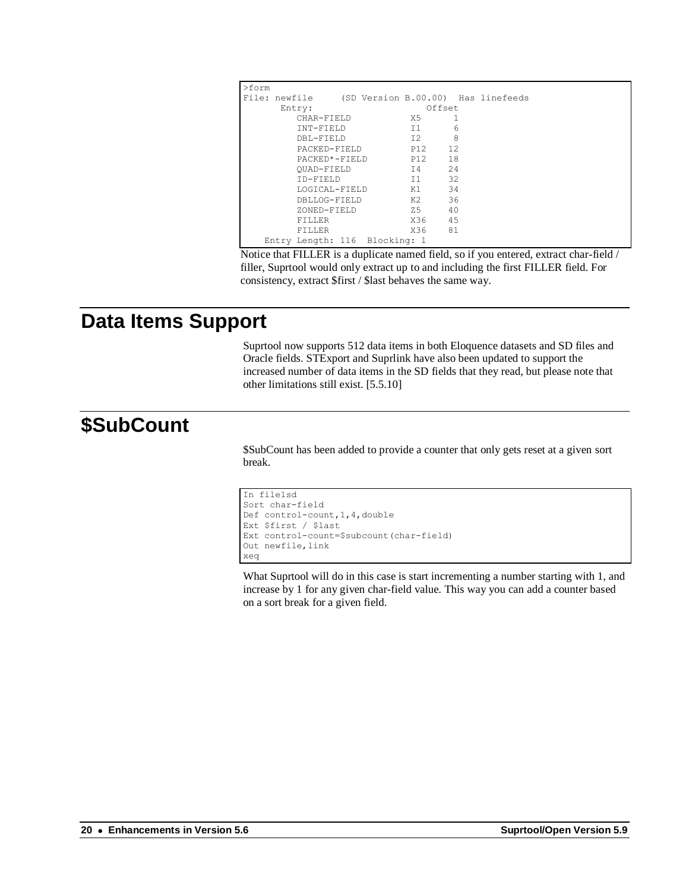```
>form
File: newfile     (SD Version B.00.00)  Has linefeeds
      Entry:                        Offset
         CHAR-FIELD           X5      1
         INT-FIELD            I1      6
         DBL-FIELD            I2      8
         PACKED-FIELD         P12    12
         PACKED*-FIELD        P12    18
         QUAD-FIELD           I4     24
         ID-FIELD             I1     32
         LOGICAL-FIELD        K1     34
         DBLLOG-FIELD         K2     36
         ZONED-FIELD          Z5     40
         FILLER               X36    45
         FILLER               X36    81
   Entry Length: 116  Blocking: 1
```

Notice that FILLER is a duplicate named field, so if you entered, extract char-field / filler, Suprtool would only extract up to and including the first FILLER field. For consistency, extract $first / $last behaves the same way.

# Data Items Support

Suprtool now supports 512 data items in both Eloquence datasets and SD files and Oracle fields. STExport and Suprlink have also been updated to support the increased number of data items in the SD fields that they read, but please note that other limitations still exist. [5.5.10]

# $SubCount

$SubCount has been added to provide a counter that only gets reset at a given sort break.

```
In file1sd
Sort char-field
Def control-count,1,4,double
Ext $first / $last
Ext control-count=$subcount(char-field)
Out newfile,link
xeq
```

What Suprtool will do in this case is start incrementing a number starting with 1, and increase by 1 for any given char-field value. This way you can add a counter based on a sort break for a given field.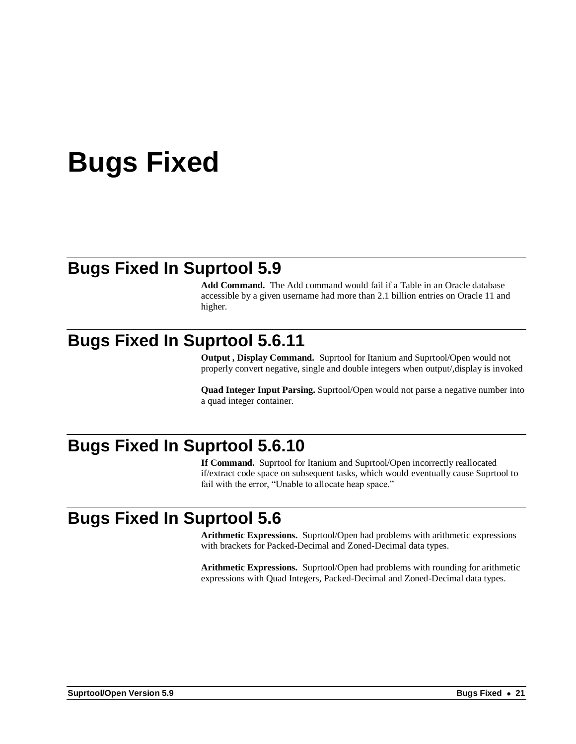# Bugs Fixed

## Bugs Fixed In Suprtool 5.9

**Add Command.** The Add command would fail if a Table in an Oracle database accessible by a given username had more than 2.1 billion entries on Oracle 11 and higher.

## Bugs Fixed In Suprtool 5.6.11

**Output , Display Command.** Suprtool for Itanium and Suprtool/Open would not properly convert negative, single and double integers when output/,display is invoked

**Quad Integer Input Parsing.** Suprtool/Open would not parse a negative number into a quad integer container.

## Bugs Fixed In Suprtool 5.6.10

**If Command.** Suprtool for Itanium and Suprtool/Open incorrectly reallocated if/extract code space on subsequent tasks, which would eventually cause Suprtool to fail with the error, “Unable to allocate heap space.”

## Bugs Fixed In Suprtool 5.6

**Arithmetic Expressions.** Suprtool/Open had problems with arithmetic expressions with brackets for Packed-Decimal and Zoned-Decimal data types.

**Arithmetic Expressions.** Suprtool/Open had problems with rounding for arithmetic expressions with Quad Integers, Packed-Decimal and Zoned-Decimal data types.